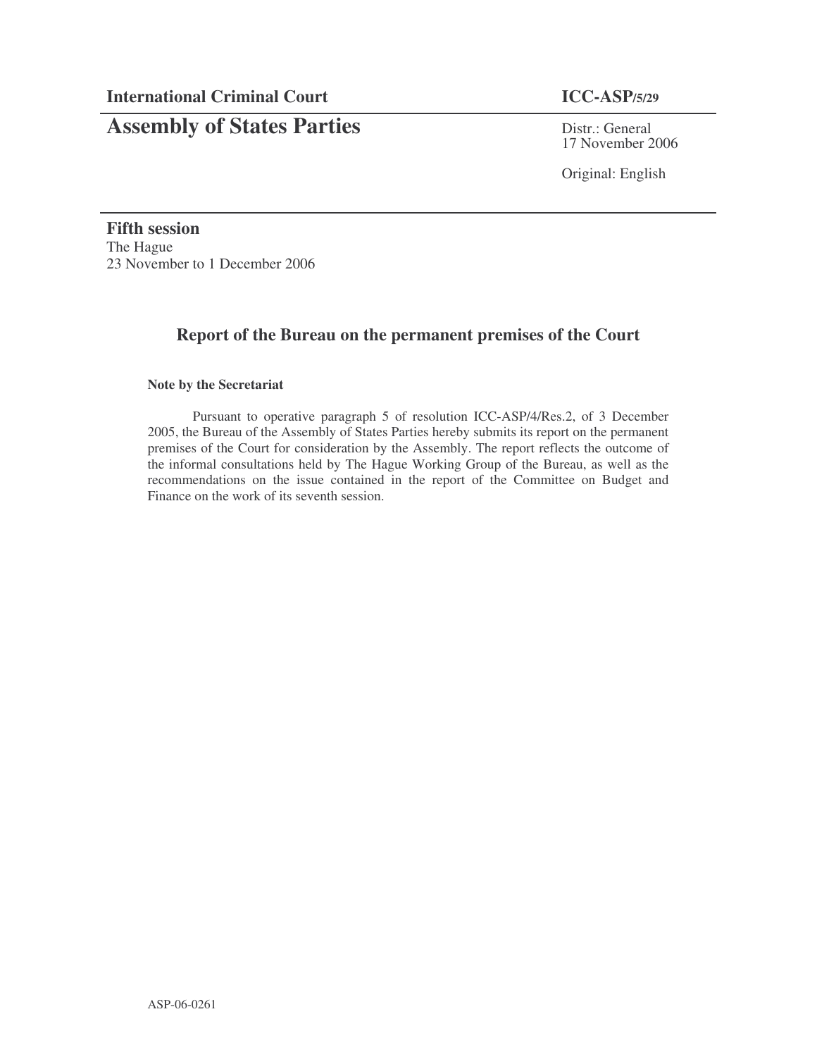**International Criminal Court** **ICC-ASP/5/29**

# Assembly of States Parties

Distr.: General
17 November 2006

Original: English

**Fifth session**
The Hague
23 November to 1 December 2006

## Report of the Bureau on the permanent premises of the Court

**Note by the Secretariat**

Pursuant to operative paragraph 5 of resolution ICC-ASP/4/Res.2, of 3 December 2005, the Bureau of the Assembly of States Parties hereby submits its report on the permanent premises of the Court for consideration by the Assembly. The report reflects the outcome of the informal consultations held by The Hague Working Group of the Bureau, as well as the recommendations on the issue contained in the report of the Committee on Budget and Finance on the work of its seventh session.

ASP-06-0261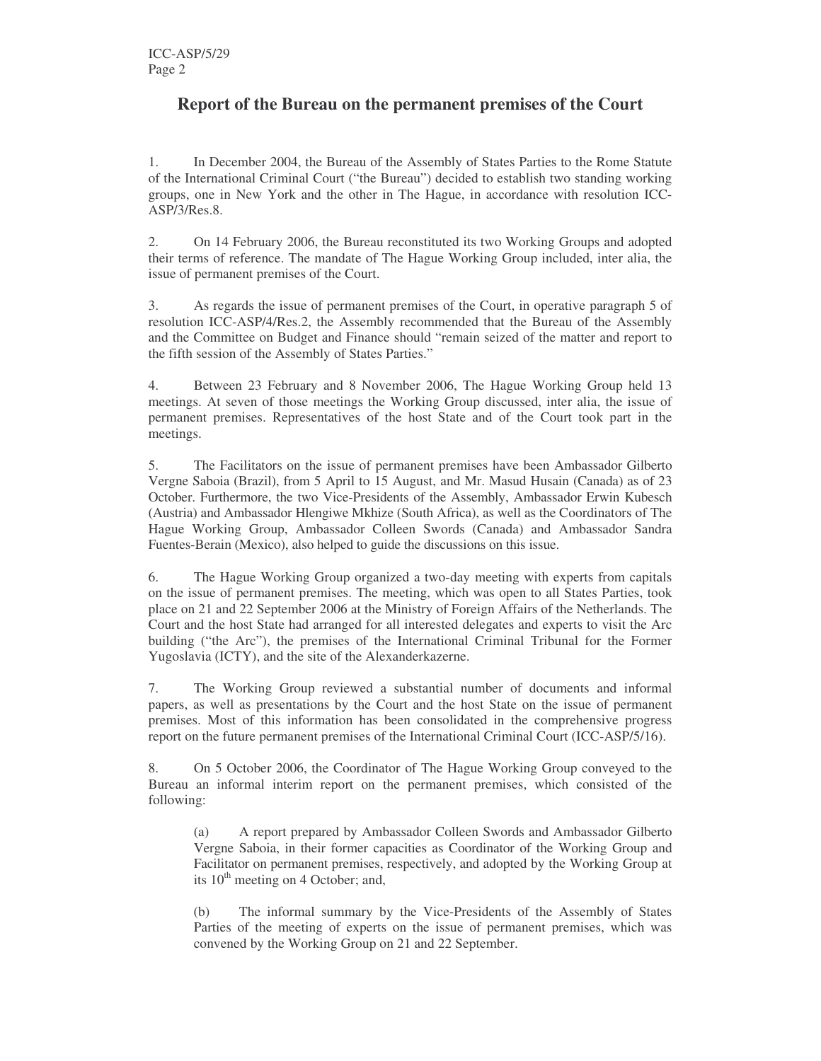# Report of the Bureau on the permanent premises of the Court

1. In December 2004, the Bureau of the Assembly of States Parties to the Rome Statute of the International Criminal Court ("the Bureau") decided to establish two standing working groups, one in New York and the other in The Hague, in accordance with resolution ICC-ASP/3/Res.8.

2. On 14 February 2006, the Bureau reconstituted its two Working Groups and adopted their terms of reference. The mandate of The Hague Working Group included, inter alia, the issue of permanent premises of the Court.

3. As regards the issue of permanent premises of the Court, in operative paragraph 5 of resolution ICC-ASP/4/Res.2, the Assembly recommended that the Bureau of the Assembly and the Committee on Budget and Finance should "remain seized of the matter and report to the fifth session of the Assembly of States Parties."

4. Between 23 February and 8 November 2006, The Hague Working Group held 13 meetings. At seven of those meetings the Working Group discussed, inter alia, the issue of permanent premises. Representatives of the host State and of the Court took part in the meetings.

5. The Facilitators on the issue of permanent premises have been Ambassador Gilberto Vergne Saboia (Brazil), from 5 April to 15 August, and Mr. Masud Husain (Canada) as of 23 October. Furthermore, the two Vice-Presidents of the Assembly, Ambassador Erwin Kubesch (Austria) and Ambassador Hlengiwe Mkhize (South Africa), as well as the Coordinators of The Hague Working Group, Ambassador Colleen Swords (Canada) and Ambassador Sandra Fuentes-Berain (Mexico), also helped to guide the discussions on this issue.

6. The Hague Working Group organized a two-day meeting with experts from capitals on the issue of permanent premises. The meeting, which was open to all States Parties, took place on 21 and 22 September 2006 at the Ministry of Foreign Affairs of the Netherlands. The Court and the host State had arranged for all interested delegates and experts to visit the Arc building ("the Arc"), the premises of the International Criminal Tribunal for the Former Yugoslavia (ICTY), and the site of the Alexanderkazerne.

7. The Working Group reviewed a substantial number of documents and informal papers, as well as presentations by the Court and the host State on the issue of permanent premises. Most of this information has been consolidated in the comprehensive progress report on the future permanent premises of the International Criminal Court (ICC-ASP/5/16).

8. On 5 October 2006, the Coordinator of The Hague Working Group conveyed to the Bureau an informal interim report on the permanent premises, which consisted of the following:

   (a) A report prepared by Ambassador Colleen Swords and Ambassador Gilberto Vergne Saboia, in their former capacities as Coordinator of the Working Group and Facilitator on permanent premises, respectively, and adopted by the Working Group at its 10th meeting on 4 October; and,

   (b) The informal summary by the Vice-Presidents of the Assembly of States Parties of the meeting of experts on the issue of permanent premises, which was convened by the Working Group on 21 and 22 September.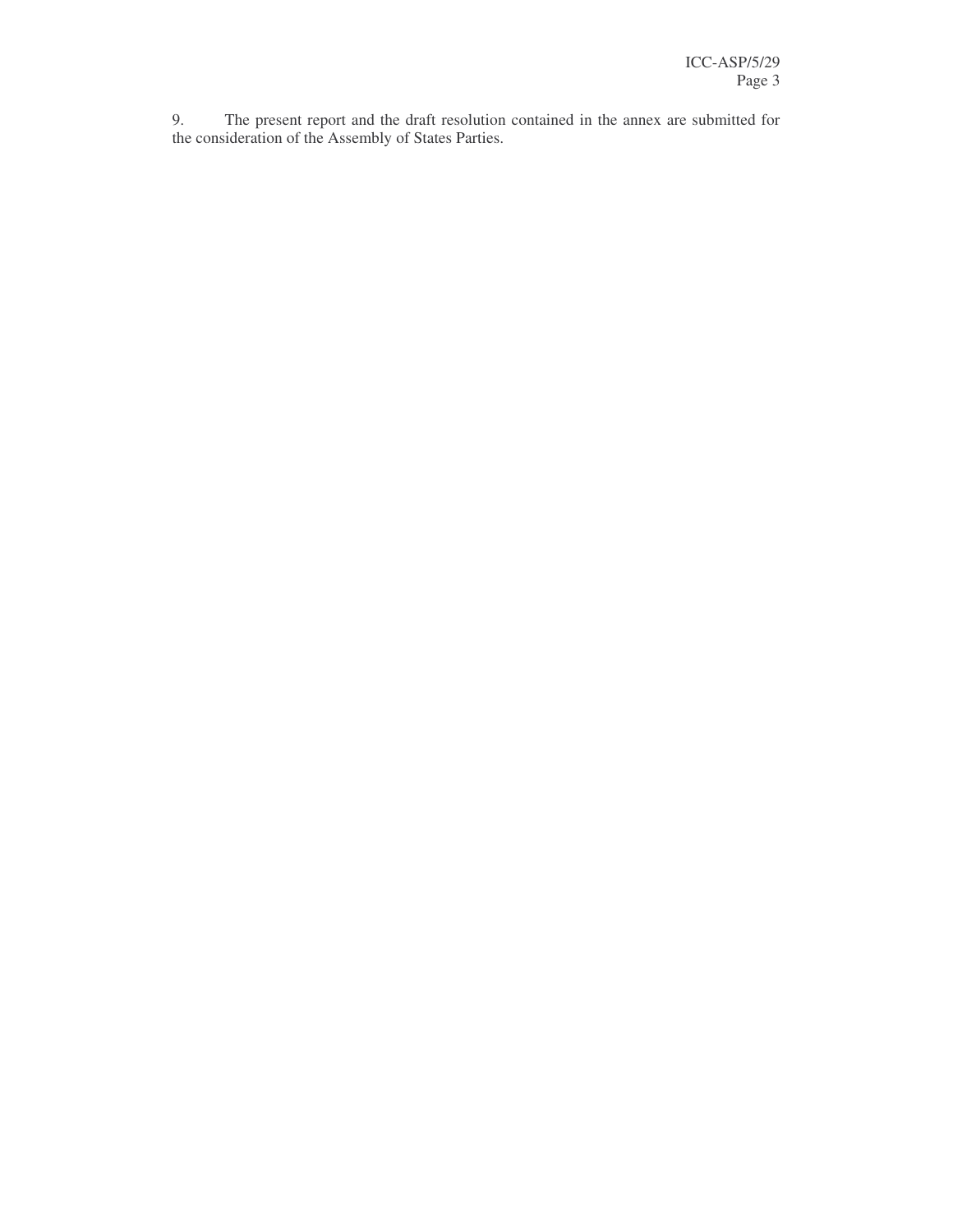9. The present report and the draft resolution contained in the annex are submitted for the consideration of the Assembly of States Parties.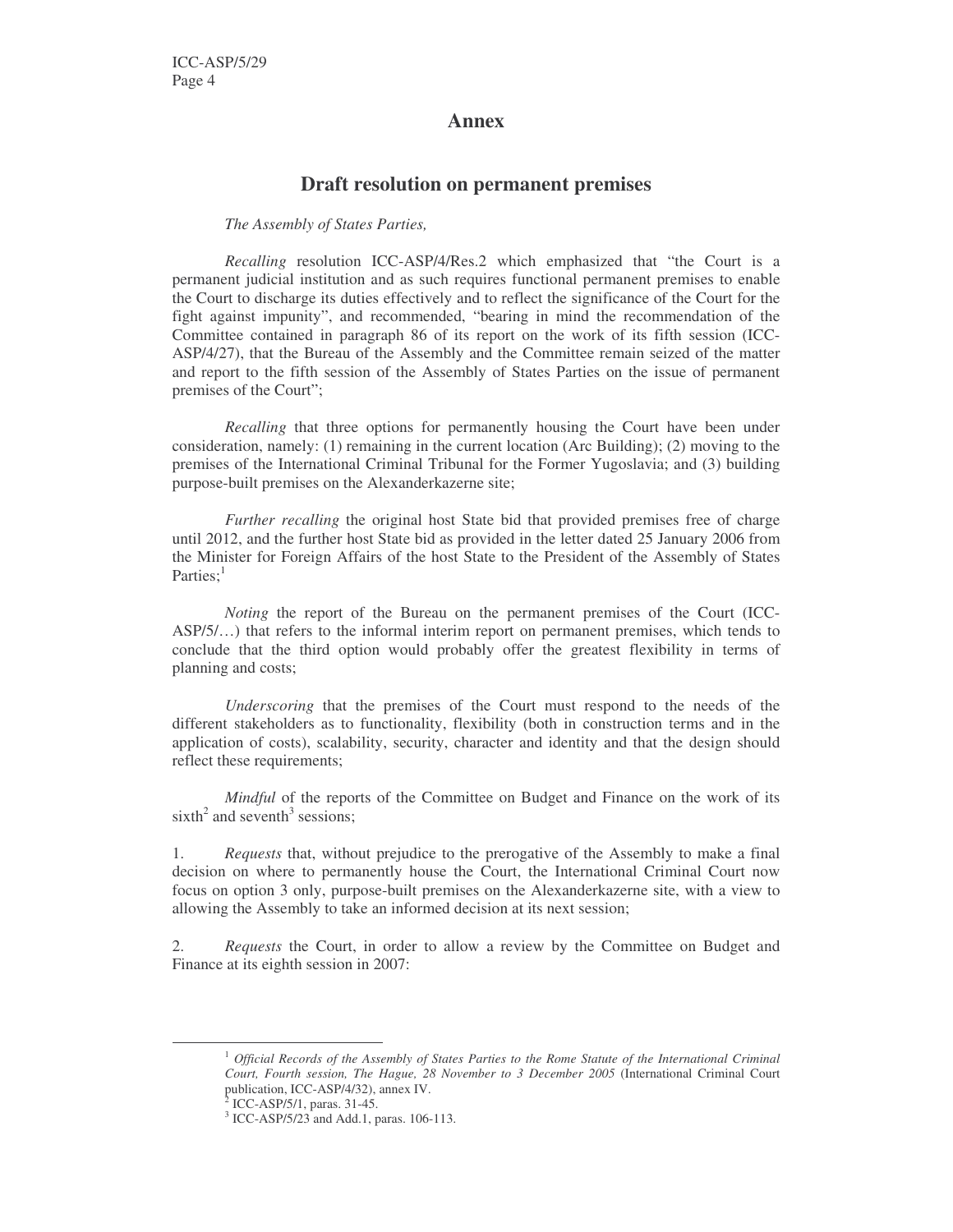# Annex

## Draft resolution on permanent premises

*The Assembly of States Parties,*

*Recalling* resolution ICC-ASP/4/Res.2 which emphasized that "the Court is a permanent judicial institution and as such requires functional permanent premises to enable the Court to discharge its duties effectively and to reflect the significance of the Court for the fight against impunity", and recommended, "bearing in mind the recommendation of the Committee contained in paragraph 86 of its report on the work of its fifth session (ICC-ASP/4/27), that the Bureau of the Assembly and the Committee remain seized of the matter and report to the fifth session of the Assembly of States Parties on the issue of permanent premises of the Court";

*Recalling* that three options for permanently housing the Court have been under consideration, namely: (1) remaining in the current location (Arc Building); (2) moving to the premises of the International Criminal Tribunal for the Former Yugoslavia; and (3) building purpose-built premises on the Alexanderkazerne site;

*Further recalling* the original host State bid that provided premises free of charge until 2012, and the further host State bid as provided in the letter dated 25 January 2006 from the Minister for Foreign Affairs of the host State to the President of the Assembly of States Parties;[1]

*Noting* the report of the Bureau on the permanent premises of the Court (ICC-ASP/5/…) that refers to the informal interim report on permanent premises, which tends to conclude that the third option would probably offer the greatest flexibility in terms of planning and costs;

*Underscoring* that the premises of the Court must respond to the needs of the different stakeholders as to functionality, flexibility (both in construction terms and in the application of costs), scalability, security, character and identity and that the design should reflect these requirements;

*Mindful* of the reports of the Committee on Budget and Finance on the work of its sixth[2] and seventh[3] sessions;

1. *Requests* that, without prejudice to the prerogative of the Assembly to make a final decision on where to permanently house the Court, the International Criminal Court now focus on option 3 only, purpose-built premises on the Alexanderkazerne site, with a view to allowing the Assembly to take an informed decision at its next session;

2. *Requests* the Court, in order to allow a review by the Committee on Budget and Finance at its eighth session in 2007:

---

[1] *Official Records of the Assembly of States Parties to the Rome Statute of the International Criminal Court, Fourth session, The Hague, 28 November to 3 December 2005* (International Criminal Court publication, ICC-ASP/4/32), annex IV.

[2] ICC-ASP/5/1, paras. 31-45.

[3] ICC-ASP/5/23 and Add.1, paras. 106-113.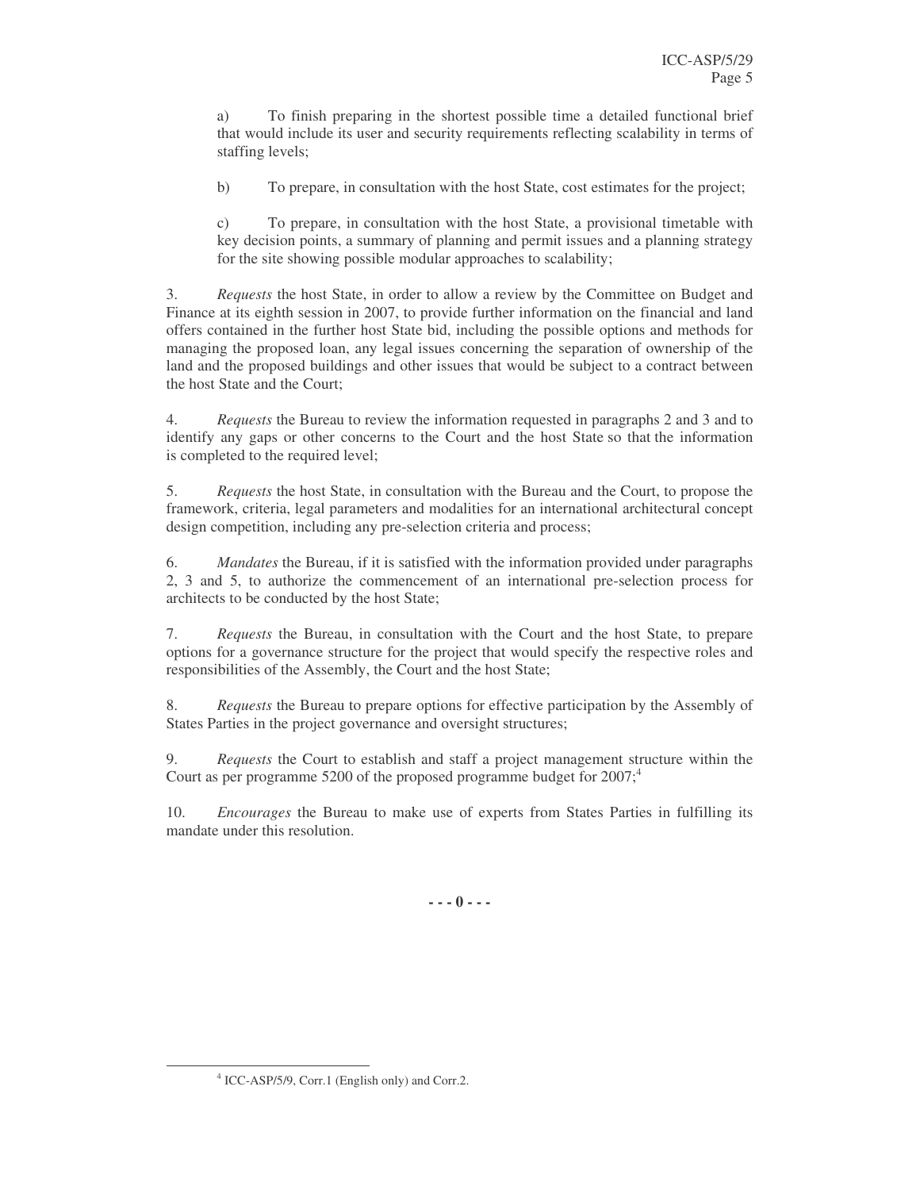a) To finish preparing in the shortest possible time a detailed functional brief that would include its user and security requirements reflecting scalability in terms of staffing levels;

b) To prepare, in consultation with the host State, cost estimates for the project;

c) To prepare, in consultation with the host State, a provisional timetable with key decision points, a summary of planning and permit issues and a planning strategy for the site showing possible modular approaches to scalability;

3. *Requests* the host State, in order to allow a review by the Committee on Budget and Finance at its eighth session in 2007, to provide further information on the financial and land offers contained in the further host State bid, including the possible options and methods for managing the proposed loan, any legal issues concerning the separation of ownership of the land and the proposed buildings and other issues that would be subject to a contract between the host State and the Court;

4. *Requests* the Bureau to review the information requested in paragraphs 2 and 3 and to identify any gaps or other concerns to the Court and the host State so that the information is completed to the required level;

5. *Requests* the host State, in consultation with the Bureau and the Court, to propose the framework, criteria, legal parameters and modalities for an international architectural concept design competition, including any pre-selection criteria and process;

6. *Mandates* the Bureau, if it is satisfied with the information provided under paragraphs 2, 3 and 5, to authorize the commencement of an international pre-selection process for architects to be conducted by the host State;

7. *Requests* the Bureau, in consultation with the Court and the host State, to prepare options for a governance structure for the project that would specify the respective roles and responsibilities of the Assembly, the Court and the host State;

8. *Requests* the Bureau to prepare options for effective participation by the Assembly of States Parties in the project governance and oversight structures;

9. *Requests* the Court to establish and staff a project management structure within the Court as per programme 5200 of the proposed programme budget for 2007;[4]

10. *Encourages* the Bureau to make use of experts from States Parties in fulfilling its mandate under this resolution.

**- - - 0 - - -**

[4] ICC-ASP/5/9, Corr.1 (English only) and Corr.2.